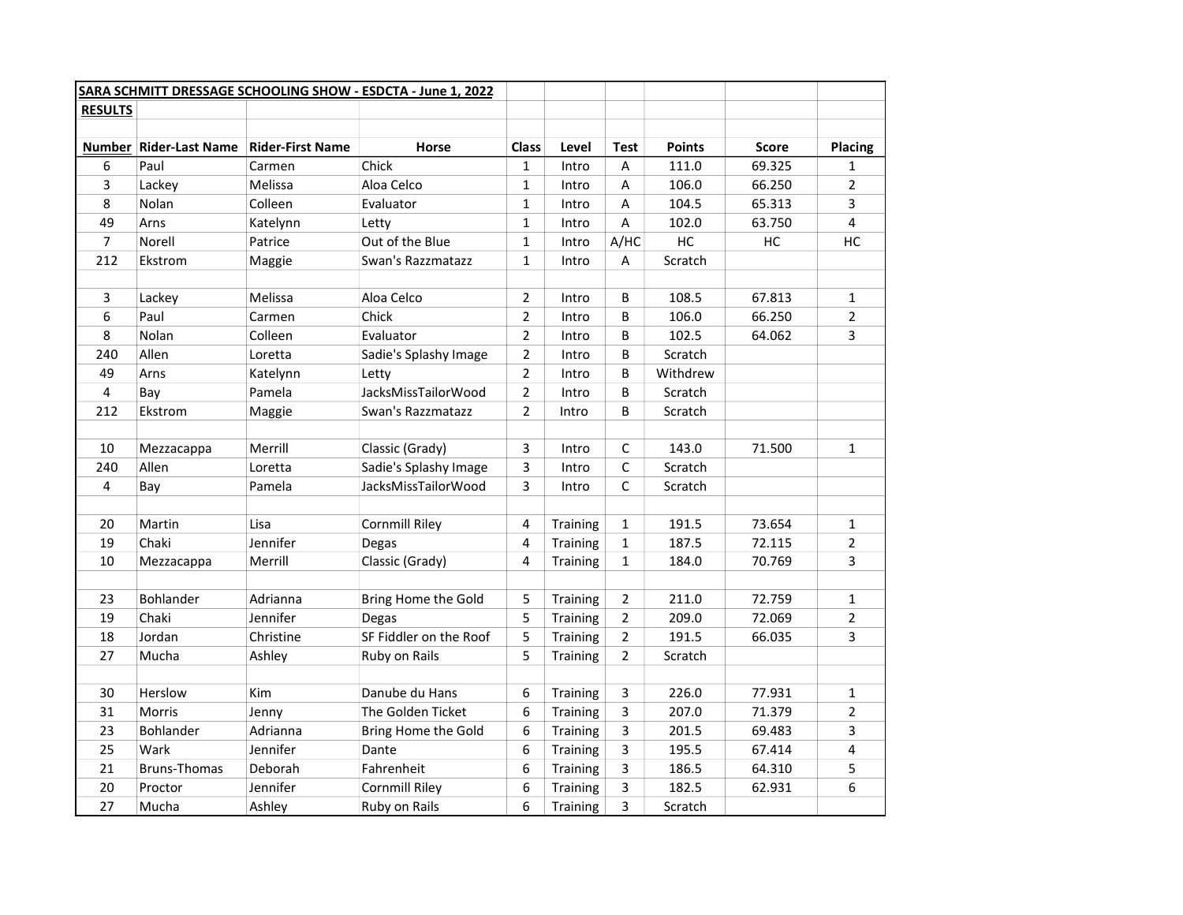**SARA SCHMITT DRESSAGE SCHOOLING SHOW - ESDCTA - June 1, 2022**

**RESULTS**

| Number | Rider-Last Name | Rider-First Name | Horse | Class | Level | Test | Points | Score | Placing |
|---|---|---|---|---|---|---|---|---|---|
| 6 | Paul | Carmen | Chick | 1 | Intro | A | 111.0 | 69.325 | 1 |
| 3 | Lackey | Melissa | Aloa Celco | 1 | Intro | A | 106.0 | 66.250 | 2 |
| 8 | Nolan | Colleen | Evaluator | 1 | Intro | A | 104.5 | 65.313 | 3 |
| 49 | Arns | Katelynn | Letty | 1 | Intro | A | 102.0 | 63.750 | 4 |
| 7 | Norell | Patrice | Out of the Blue | 1 | Intro | A/HC | HC | HC | HC |
| 212 | Ekstrom | Maggie | Swan's Razzmatazz | 1 | Intro | A | Scratch | | |
| | | | | | | | | | |
| 3 | Lackey | Melissa | Aloa Celco | 2 | Intro | B | 108.5 | 67.813 | 1 |
| 6 | Paul | Carmen | Chick | 2 | Intro | B | 106.0 | 66.250 | 2 |
| 8 | Nolan | Colleen | Evaluator | 2 | Intro | B | 102.5 | 64.062 | 3 |
| 240 | Allen | Loretta | Sadie's Splashy Image | 2 | Intro | B | Scratch | | |
| 49 | Arns | Katelynn | Letty | 2 | Intro | B | Withdrew | | |
| 4 | Bay | Pamela | JacksMissTailorWood | 2 | Intro | B | Scratch | | |
| 212 | Ekstrom | Maggie | Swan's Razzmatazz | 2 | Intro | B | Scratch | | |
| | | | | | | | | | |
| 10 | Mezzacappa | Merrill | Classic (Grady) | 3 | Intro | C | 143.0 | 71.500 | 1 |
| 240 | Allen | Loretta | Sadie's Splashy Image | 3 | Intro | C | Scratch | | |
| 4 | Bay | Pamela | JacksMissTailorWood | 3 | Intro | C | Scratch | | |
| | | | | | | | | | |
| 20 | Martin | Lisa | Cornmill Riley | 4 | Training | 1 | 191.5 | 73.654 | 1 |
| 19 | Chaki | Jennifer | Degas | 4 | Training | 1 | 187.5 | 72.115 | 2 |
| 10 | Mezzacappa | Merrill | Classic (Grady) | 4 | Training | 1 | 184.0 | 70.769 | 3 |
| | | | | | | | | | |
| 23 | Bohlander | Adrianna | Bring Home the Gold | 5 | Training | 2 | 211.0 | 72.759 | 1 |
| 19 | Chaki | Jennifer | Degas | 5 | Training | 2 | 209.0 | 72.069 | 2 |
| 18 | Jordan | Christine | SF Fiddler on the Roof | 5 | Training | 2 | 191.5 | 66.035 | 3 |
| 27 | Mucha | Ashley | Ruby on Rails | 5 | Training | 2 | Scratch | | |
| | | | | | | | | | |
| 30 | Herslow | Kim | Danube du Hans | 6 | Training | 3 | 226.0 | 77.931 | 1 |
| 31 | Morris | Jenny | The Golden Ticket | 6 | Training | 3 | 207.0 | 71.379 | 2 |
| 23 | Bohlander | Adrianna | Bring Home the Gold | 6 | Training | 3 | 201.5 | 69.483 | 3 |
| 25 | Wark | Jennifer | Dante | 6 | Training | 3 | 195.5 | 67.414 | 4 |
| 21 | Bruns-Thomas | Deborah | Fahrenheit | 6 | Training | 3 | 186.5 | 64.310 | 5 |
| 20 | Proctor | Jennifer | Cornmill Riley | 6 | Training | 3 | 182.5 | 62.931 | 6 |
| 27 | Mucha | Ashley | Ruby on Rails | 6 | Training | 3 | Scratch | | |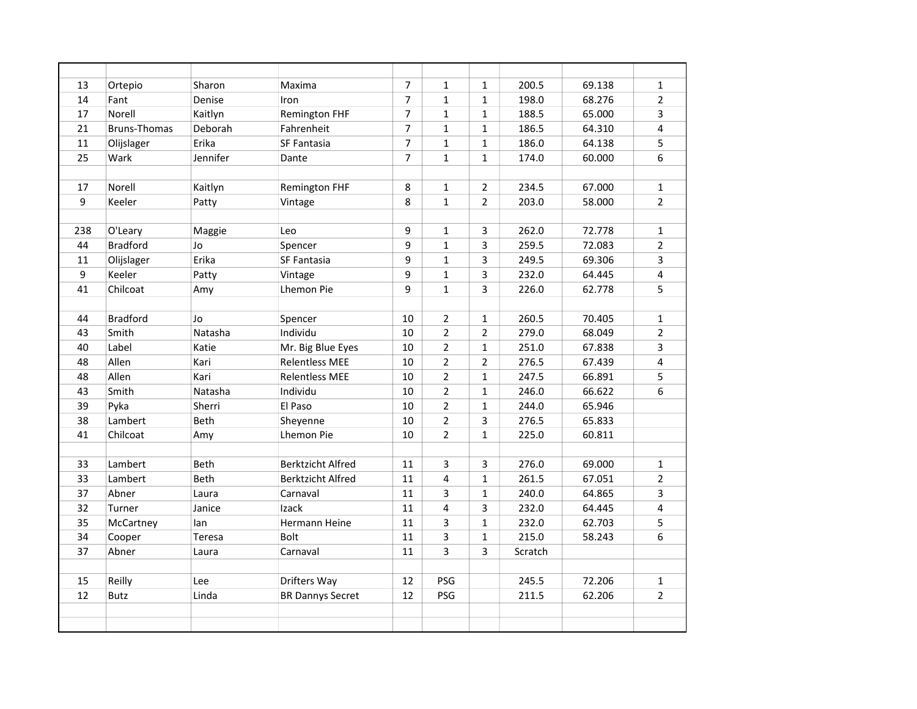| | | | | | | | | | |
|---|---|---|---|---|---|---|---|---|---|
| 13 | Ortepio | Sharon | Maxima | 7 | 1 | 1 | 200.5 | 69.138 | 1 |
| 14 | Fant | Denise | Iron | 7 | 1 | 1 | 198.0 | 68.276 | 2 |
| 17 | Norell | Kaitlyn | Remington FHF | 7 | 1 | 1 | 188.5 | 65.000 | 3 |
| 21 | Bruns-Thomas | Deborah | Fahrenheit | 7 | 1 | 1 | 186.5 | 64.310 | 4 |
| 11 | Olijslager | Erika | SF Fantasia | 7 | 1 | 1 | 186.0 | 64.138 | 5 |
| 25 | Wark | Jennifer | Dante | 7 | 1 | 1 | 174.0 | 60.000 | 6 |
| | | | | | | | | | |
| 17 | Norell | Kaitlyn | Remington FHF | 8 | 1 | 2 | 234.5 | 67.000 | 1 |
| 9 | Keeler | Patty | Vintage | 8 | 1 | 2 | 203.0 | 58.000 | 2 |
| | | | | | | | | | |
| 238 | O'Leary | Maggie | Leo | 9 | 1 | 3 | 262.0 | 72.778 | 1 |
| 44 | Bradford | Jo | Spencer | 9 | 1 | 3 | 259.5 | 72.083 | 2 |
| 11 | Olijslager | Erika | SF Fantasia | 9 | 1 | 3 | 249.5 | 69.306 | 3 |
| 9 | Keeler | Patty | Vintage | 9 | 1 | 3 | 232.0 | 64.445 | 4 |
| 41 | Chilcoat | Amy | Lhemon Pie | 9 | 1 | 3 | 226.0 | 62.778 | 5 |
| | | | | | | | | | |
| 44 | Bradford | Jo | Spencer | 10 | 2 | 1 | 260.5 | 70.405 | 1 |
| 43 | Smith | Natasha | Individu | 10 | 2 | 2 | 279.0 | 68.049 | 2 |
| 40 | Label | Katie | Mr. Big Blue Eyes | 10 | 2 | 1 | 251.0 | 67.838 | 3 |
| 48 | Allen | Kari | Relentless MEE | 10 | 2 | 2 | 276.5 | 67.439 | 4 |
| 48 | Allen | Kari | Relentless MEE | 10 | 2 | 1 | 247.5 | 66.891 | 5 |
| 43 | Smith | Natasha | Individu | 10 | 2 | 1 | 246.0 | 66.622 | 6 |
| 39 | Pyka | Sherri | El Paso | 10 | 2 | 1 | 244.0 | 65.946 | |
| 38 | Lambert | Beth | Sheyenne | 10 | 2 | 3 | 276.5 | 65.833 | |
| 41 | Chilcoat | Amy | Lhemon Pie | 10 | 2 | 1 | 225.0 | 60.811 | |
| | | | | | | | | | |
| 33 | Lambert | Beth | Berktzicht Alfred | 11 | 3 | 3 | 276.0 | 69.000 | 1 |
| 33 | Lambert | Beth | Berktzicht Alfred | 11 | 4 | 1 | 261.5 | 67.051 | 2 |
| 37 | Abner | Laura | Carnaval | 11 | 3 | 1 | 240.0 | 64.865 | 3 |
| 32 | Turner | Janice | Izack | 11 | 4 | 3 | 232.0 | 64.445 | 4 |
| 35 | McCartney | Ian | Hermann Heine | 11 | 3 | 1 | 232.0 | 62.703 | 5 |
| 34 | Cooper | Teresa | Bolt | 11 | 3 | 1 | 215.0 | 58.243 | 6 |
| 37 | Abner | Laura | Carnaval | 11 | 3 | 3 | Scratch | | |
| | | | | | | | | | |
| 15 | Reilly | Lee | Drifters Way | 12 | PSG | | 245.5 | 72.206 | 1 |
| 12 | Butz | Linda | BR Dannys Secret | 12 | PSG | | 211.5 | 62.206 | 2 |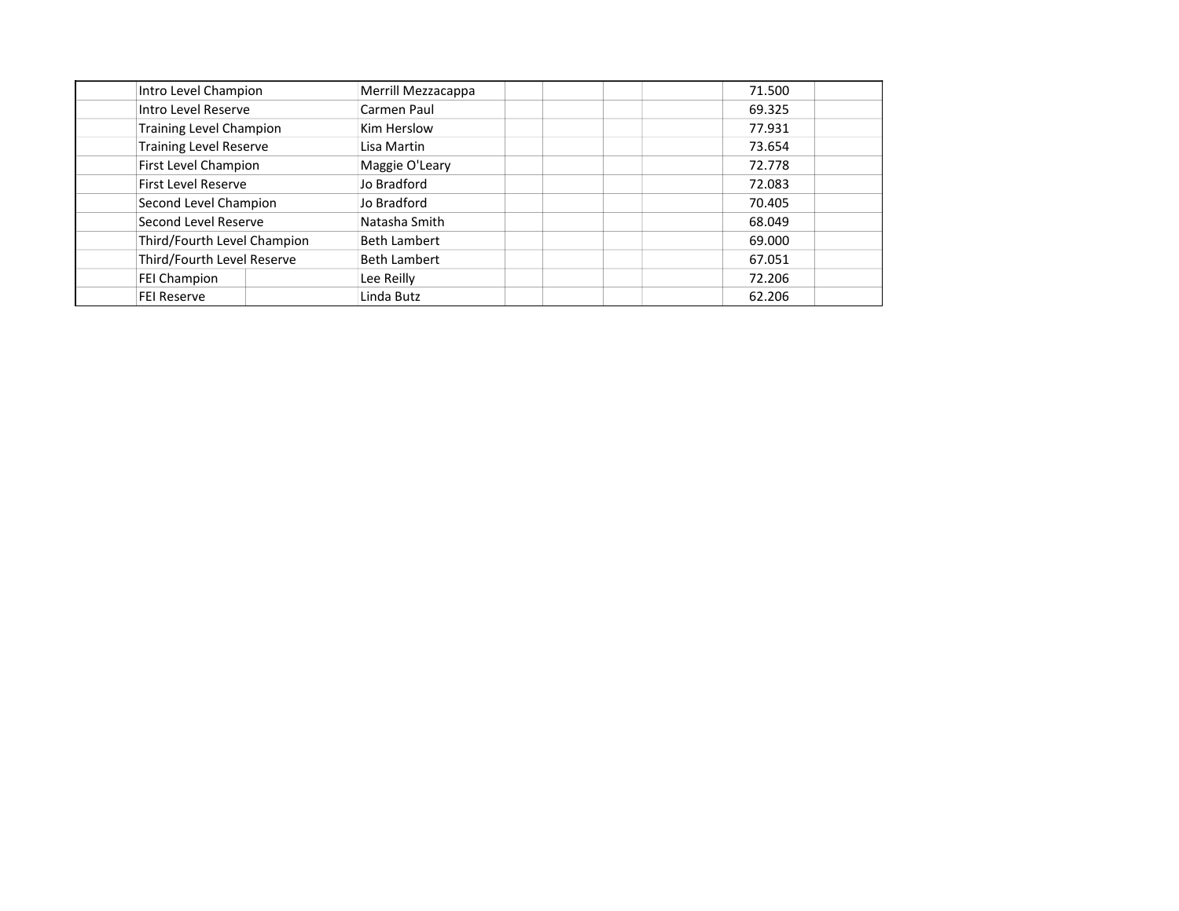| | | | | | | | | | |
|---|---|---|---|---|---|---|---|---|---|
| | Intro Level Champion | | Merrill Mezzacappa | | | | | 71.500 | |
| | Intro Level Reserve | | Carmen Paul | | | | | 69.325 | |
| | Training Level Champion | | Kim Herslow | | | | | 77.931 | |
| | Training Level Reserve | | Lisa Martin | | | | | 73.654 | |
| | First Level Champion | | Maggie O'Leary | | | | | 72.778 | |
| | First Level Reserve | | Jo Bradford | | | | | 72.083 | |
| | Second Level Champion | | Jo Bradford | | | | | 70.405 | |
| | Second Level Reserve | | Natasha Smith | | | | | 68.049 | |
| | Third/Fourth Level Champion | | Beth Lambert | | | | | 69.000 | |
| | Third/Fourth Level Reserve | | Beth Lambert | | | | | 67.051 | |
| | FEI Champion | | Lee Reilly | | | | | 72.206 | |
| | FEI Reserve | | Linda Butz | | | | | 62.206 | |